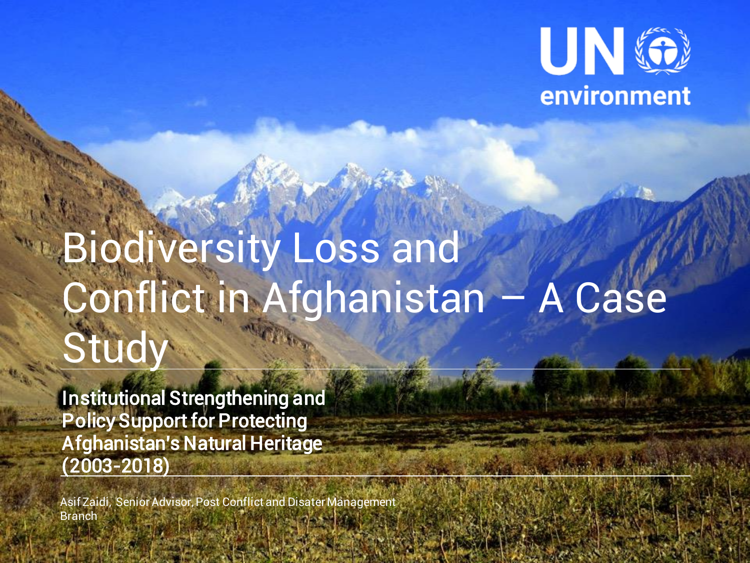UN environment

# Biodiversity Loss and Conflict in Afghanistan – A Case Study

## Institutional Strengthening and Policy Support for Protecting Afghanistan's Natural Heritage (2003-2018)

Asif Zaidi, Senior Advisor, Post Conflict and Disater Management Branch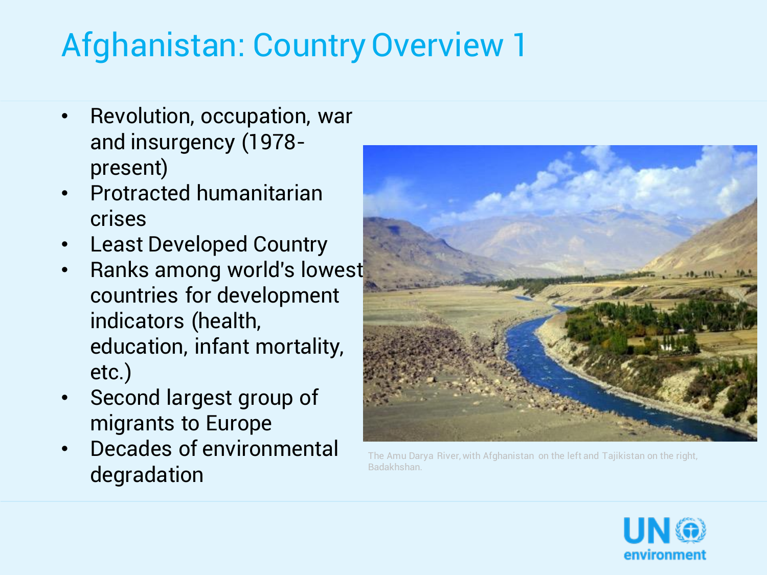# Afghanistan: Country Overview 1

- Revolution, occupation, war and insurgency (1978-present)
- Protracted humanitarian crises
- Least Developed Country
- Ranks among world's lowest countries for development indicators (health, education, infant mortality, etc.)
- Second largest group of migrants to Europe
- Decades of environmental degradation

The Amu Darya River, with Afghanistan on the left and Tajikistan on the right, Badakhshan.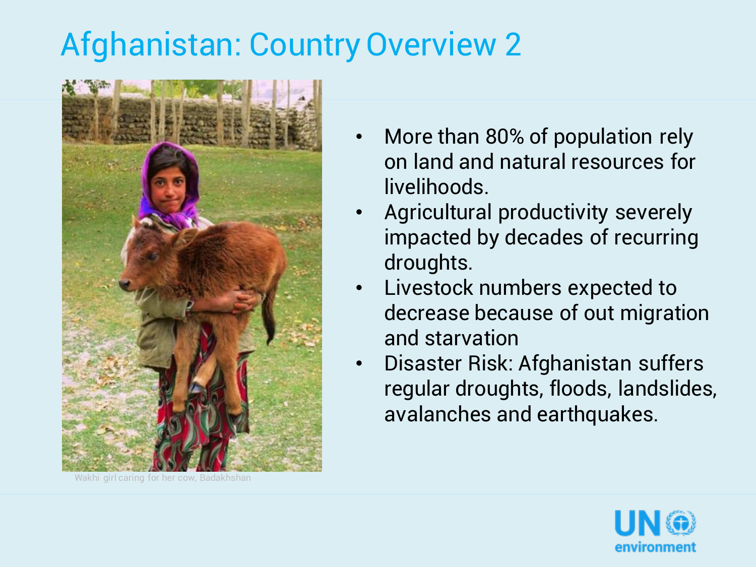# Afghanistan: Country Overview 2

Wakhi girl caring for her cow, Badakhshan

- More than 80% of population rely on land and natural resources for livelihoods.
- Agricultural productivity severely impacted by decades of recurring droughts.
- Livestock numbers expected to decrease because of out migration and starvation
- Disaster Risk: Afghanistan suffers regular droughts, floods, landslides, avalanches and earthquakes.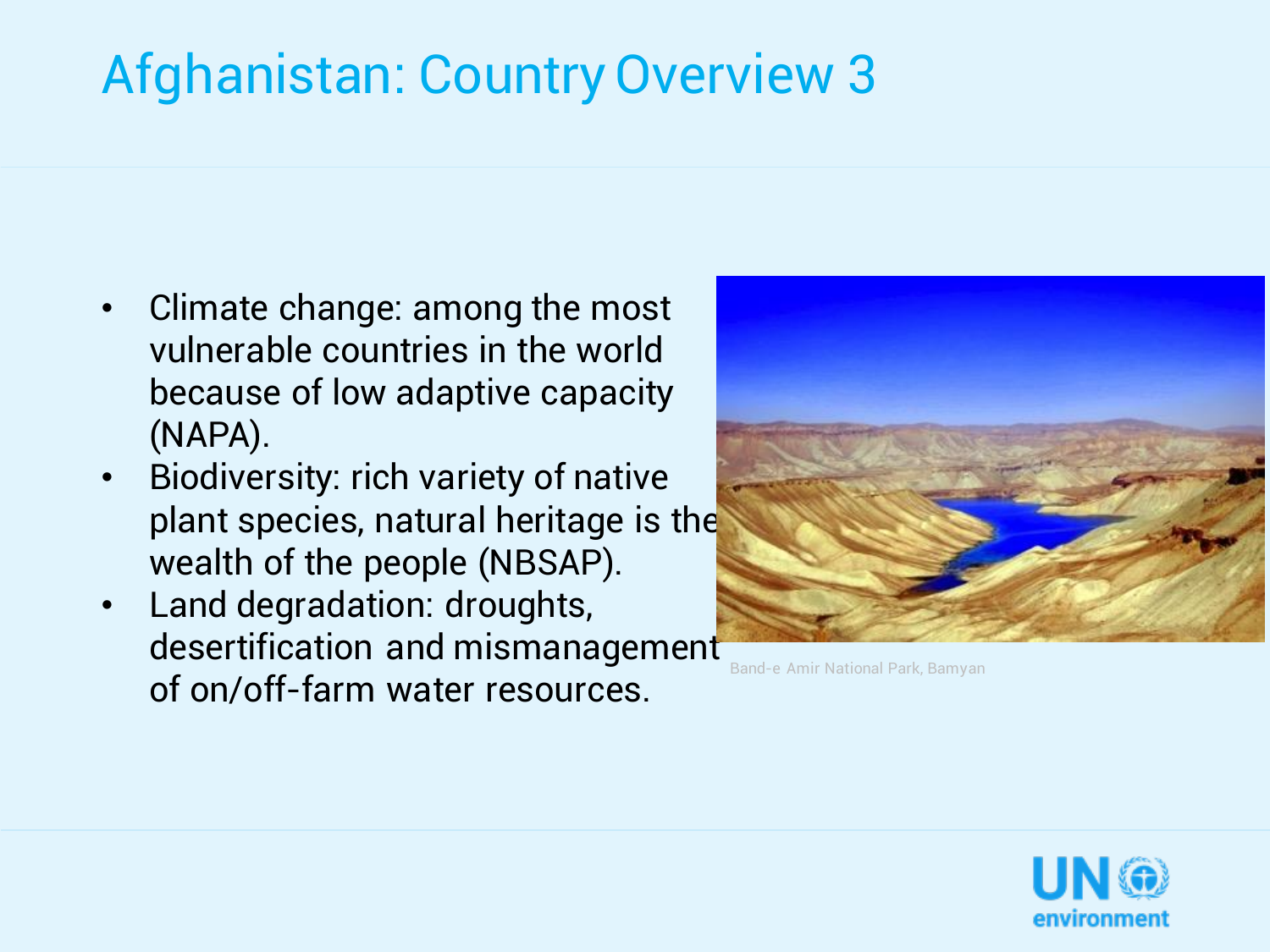# Afghanistan: Country Overview 3

- Climate change: among the most vulnerable countries in the world because of low adaptive capacity (NAPA).
- Biodiversity: rich variety of native plant species, natural heritage is the wealth of the people (NBSAP).
- Land degradation: droughts, desertification and mismanagement of on/off-farm water resources.

Band-e Amir National Park, Bamyan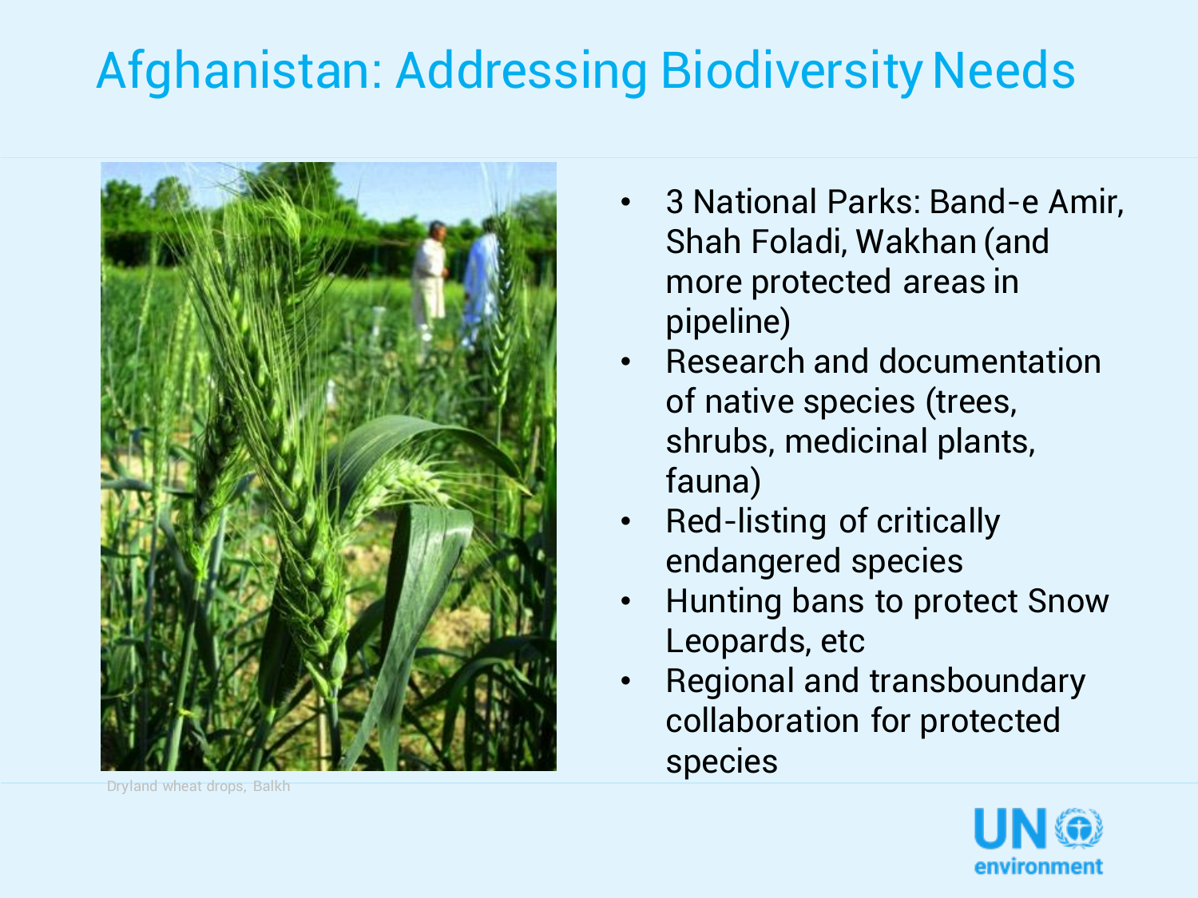# Afghanistan: Addressing Biodiversity Needs

Dryland wheat drops, Balkh

- 3 National Parks: Band-e Amir, Shah Foladi, Wakhan (and more protected areas in pipeline)
- Research and documentation of native species (trees, shrubs, medicinal plants, fauna)
- Red-listing of critically endangered species
- Hunting bans to protect Snow Leopards, etc
- Regional and transboundary collaboration for protected species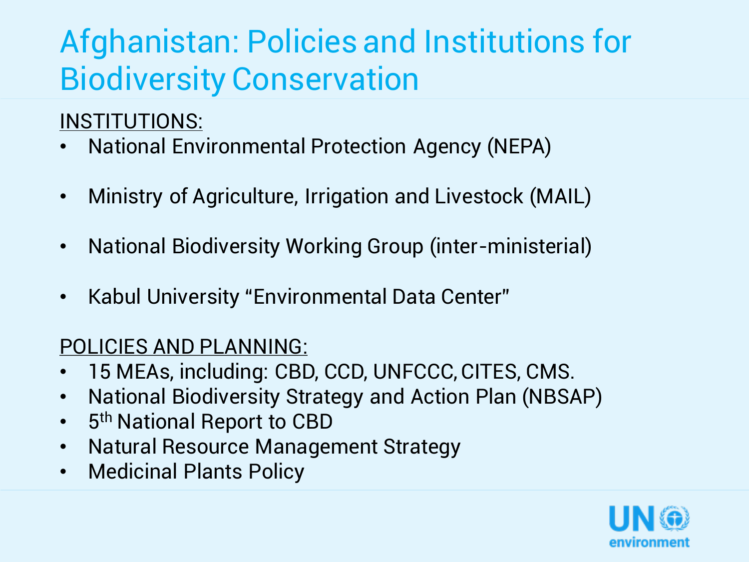# Afghanistan: Policies and Institutions for Biodiversity Conservation

INSTITUTIONS:

- National Environmental Protection Agency (NEPA)
- Ministry of Agriculture, Irrigation and Livestock (MAIL)
- National Biodiversity Working Group (inter-ministerial)
- Kabul University "Environmental Data Center"

POLICIES AND PLANNING:

- 15 MEAs, including: CBD, CCD, UNFCCC, CITES, CMS.
- National Biodiversity Strategy and Action Plan (NBSAP)
- 5th National Report to CBD
- Natural Resource Management Strategy
- Medicinal Plants Policy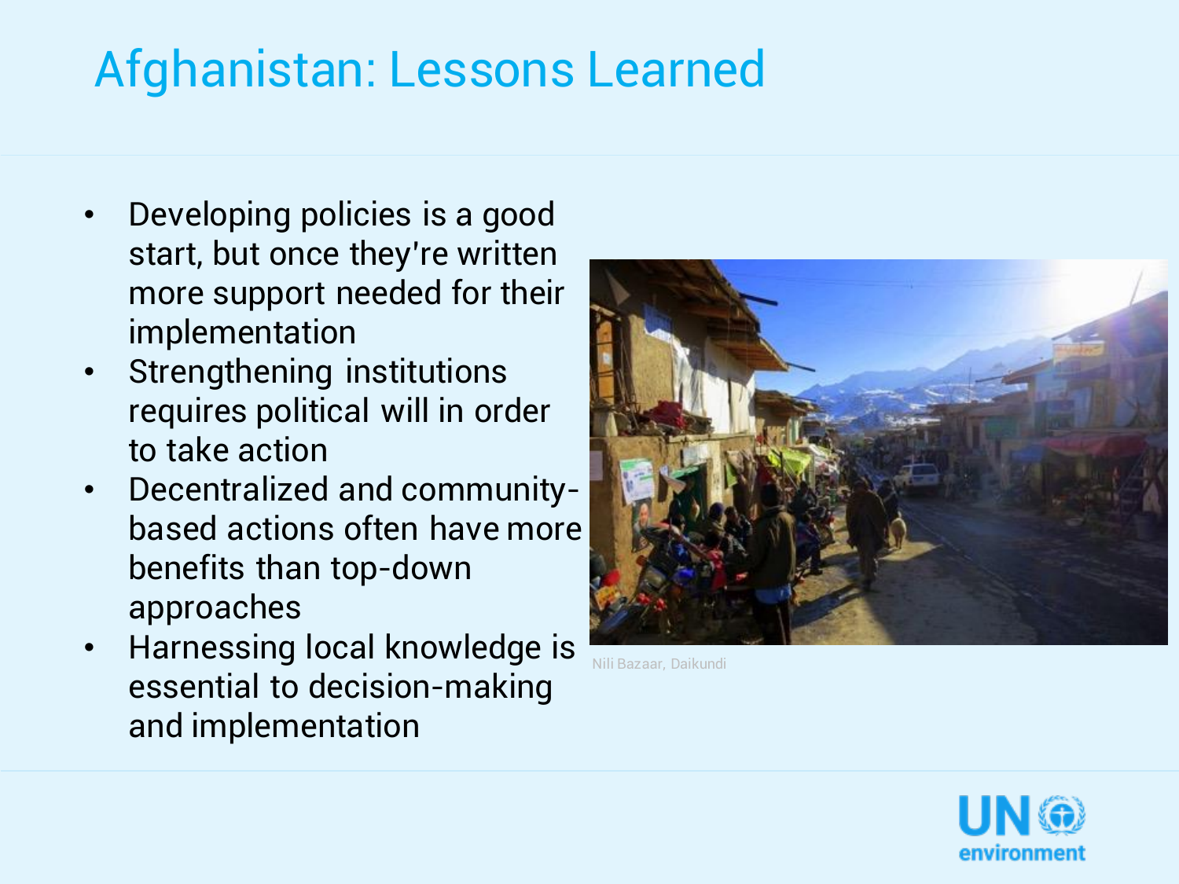# Afghanistan: Lessons Learned

- Developing policies is a good start, but once they're written more support needed for their implementation
- Strengthening institutions requires political will in order to take action
- Decentralized and community-based actions often have more benefits than top-down approaches
- Harnessing local knowledge is essential to decision-making and implementation

Nili Bazaar, Daikundi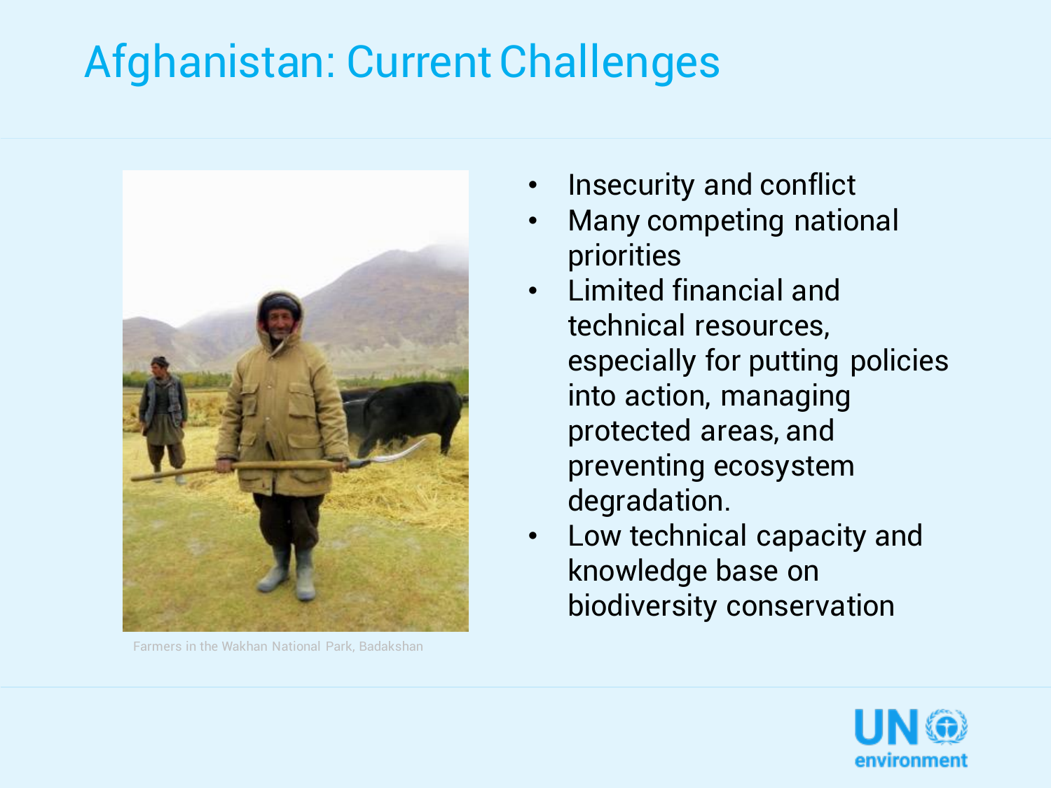# Afghanistan: Current Challenges

Farmers in the Wakhan National Park, Badakshan

- Insecurity and conflict
- Many competing national priorities
- Limited financial and technical resources, especially for putting policies into action, managing protected areas, and preventing ecosystem degradation.
- Low technical capacity and knowledge base on biodiversity conservation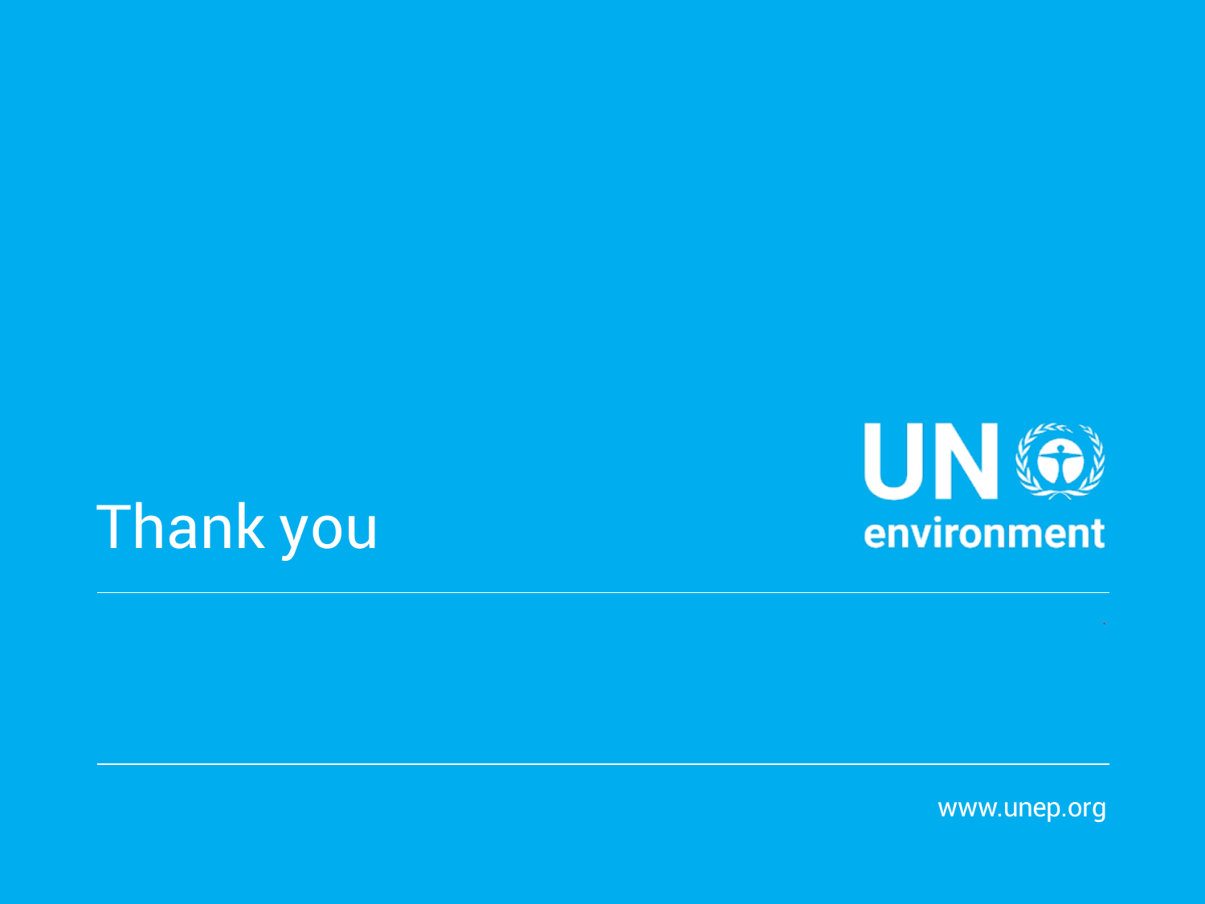# Thank you

UN environment

www.unep.org